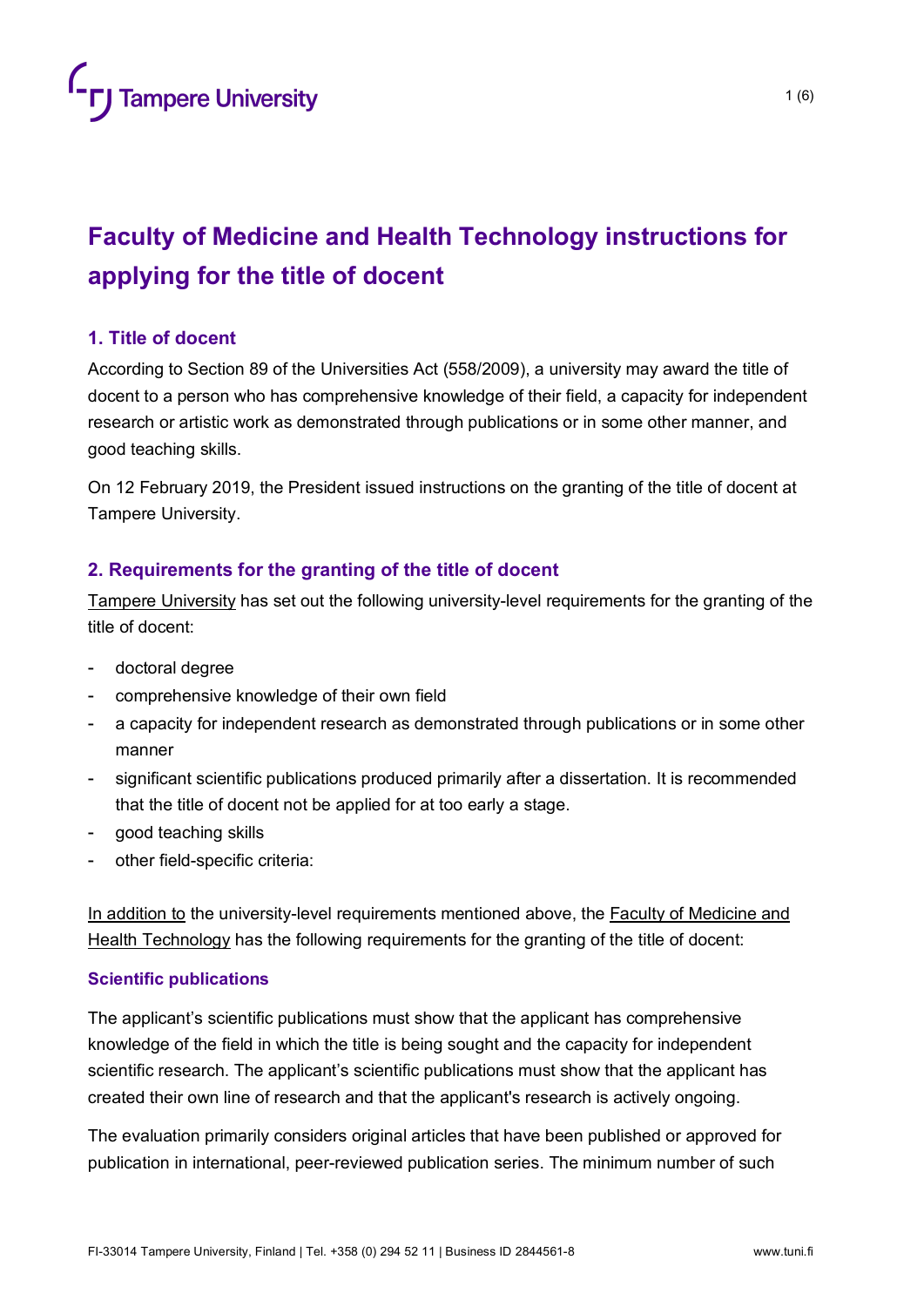# Faculty of Medicine and Health Technology instructions for applying for the title of docent

## 1. Title of docent

According to Section 89 of the Universities Act (558/2009), a university may award the title of docent to a person who has comprehensive knowledge of their field, a capacity for independent research or artistic work as demonstrated through publications or in some other manner, and good teaching skills.

On 12 February 2019, the President issued instructions on the granting of the title of docent at Tampere University.

## 2. Requirements for the granting of the title of docent

Tampere University has set out the following university-level requirements for the granting of the title of docent:

- doctoral degree
- comprehensive knowledge of their own field
- a capacity for independent research as demonstrated through publications or in some other manner
- significant scientific publications produced primarily after a dissertation. It is recommended that the title of docent not be applied for at too early a stage.
- good teaching skills
- other field-specific criteria:

In addition to the university-level requirements mentioned above, the Faculty of Medicine and Health Technology has the following requirements for the granting of the title of docent:

### Scientific publications

The applicant's scientific publications must show that the applicant has comprehensive knowledge of the field in which the title is being sought and the capacity for independent scientific research. The applicant's scientific publications must show that the applicant has created their own line of research and that the applicant's research is actively ongoing.

The evaluation primarily considers original articles that have been published or approved for publication in international, peer-reviewed publication series. The minimum number of such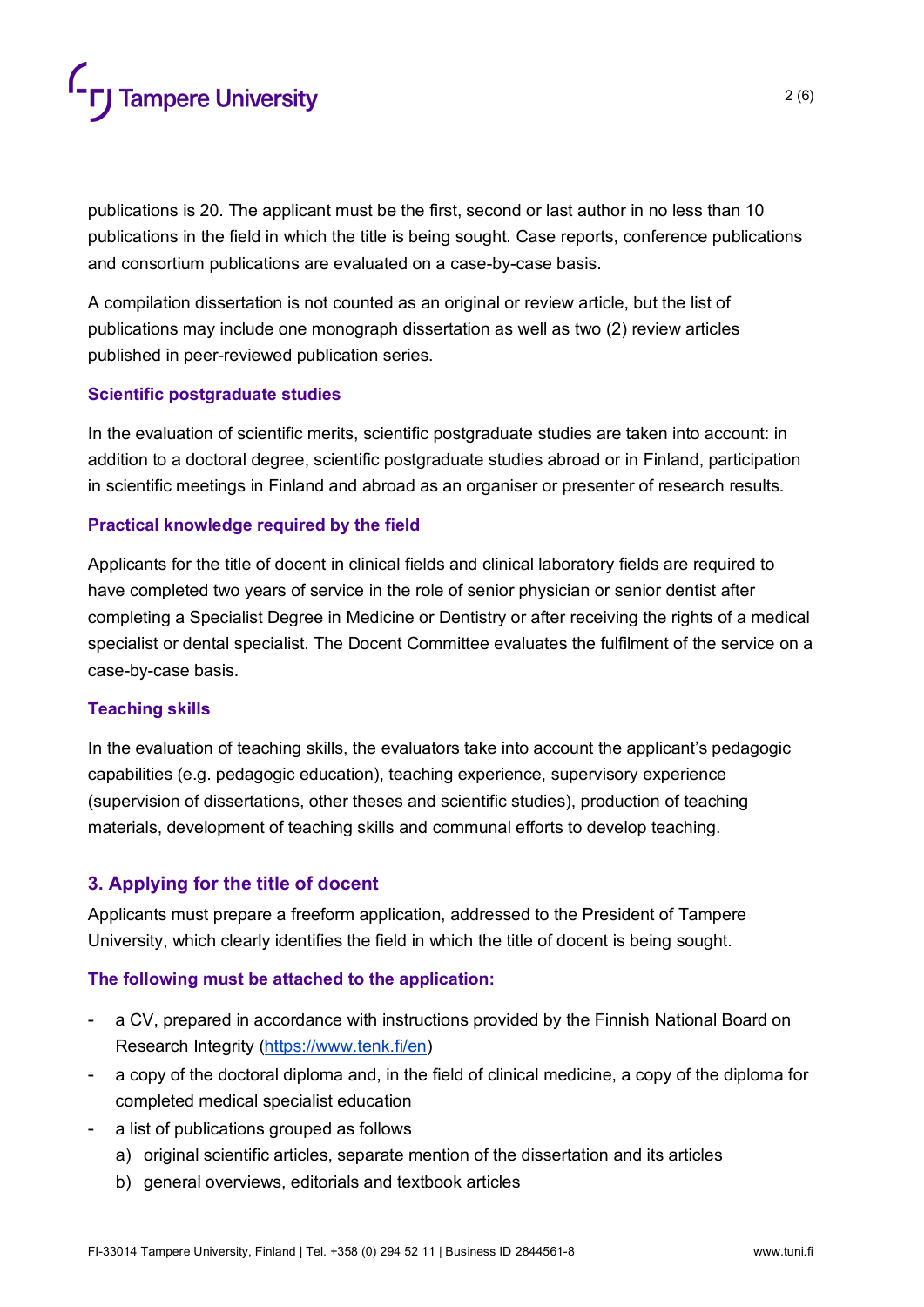publications is 20. The applicant must be the first, second or last author in no less than 10 publications in the field in which the title is being sought. Case reports, conference publications and consortium publications are evaluated on a case-by-case basis.

A compilation dissertation is not counted as an original or review article, but the list of publications may include one monograph dissertation as well as two (2) review articles published in peer-reviewed publication series.

### Scientific postgraduate studies

In the evaluation of scientific merits, scientific postgraduate studies are taken into account: in addition to a doctoral degree, scientific postgraduate studies abroad or in Finland, participation in scientific meetings in Finland and abroad as an organiser or presenter of research results.

### Practical knowledge required by the field

Applicants for the title of docent in clinical fields and clinical laboratory fields are required to have completed two years of service in the role of senior physician or senior dentist after completing a Specialist Degree in Medicine or Dentistry or after receiving the rights of a medical specialist or dental specialist. The Docent Committee evaluates the fulfilment of the service on a case-by-case basis.

### Teaching skills

In the evaluation of teaching skills, the evaluators take into account the applicant's pedagogic capabilities (e.g. pedagogic education), teaching experience, supervisory experience (supervision of dissertations, other theses and scientific studies), production of teaching materials, development of teaching skills and communal efforts to develop teaching.

## 3. Applying for the title of docent

Applicants must prepare a freeform application, addressed to the President of Tampere University, which clearly identifies the field in which the title of docent is being sought.

### The following must be attached to the application:

- a CV, prepared in accordance with instructions provided by the Finnish National Board on Research Integrity (https://www.tenk.fi/en)
- a copy of the doctoral diploma and, in the field of clinical medicine, a copy of the diploma for completed medical specialist education
- a list of publications grouped as follows
  a) original scientific articles, separate mention of the dissertation and its articles
  b) general overviews, editorials and textbook articles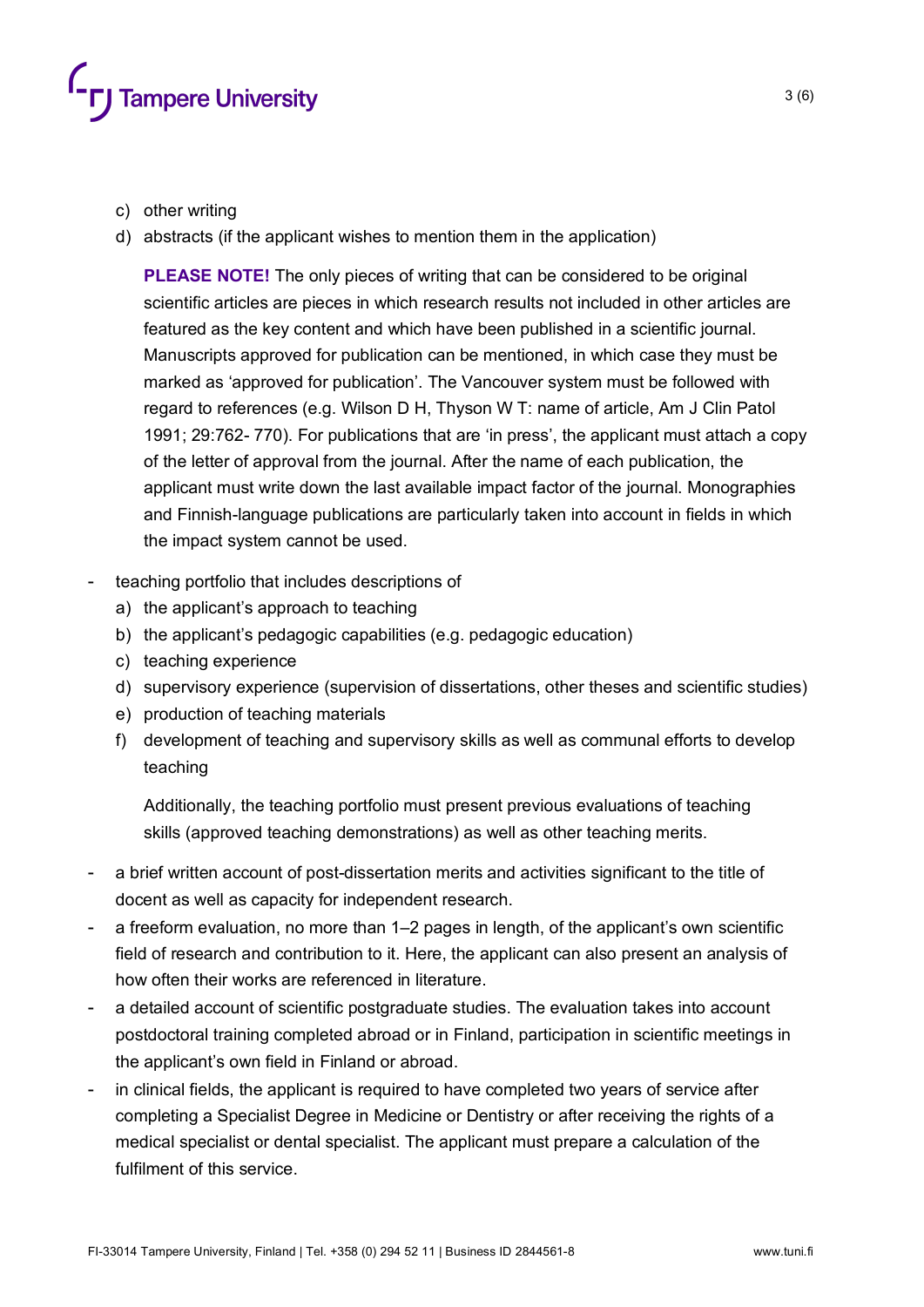c) other writing
d) abstracts (if the applicant wishes to mention them in the application)

**PLEASE NOTE!** The only pieces of writing that can be considered to be original scientific articles are pieces in which research results not included in other articles are featured as the key content and which have been published in a scientific journal. Manuscripts approved for publication can be mentioned, in which case they must be marked as 'approved for publication'. The Vancouver system must be followed with regard to references (e.g. Wilson D H, Thyson W T: name of article, Am J Clin Patol 1991; 29:762- 770). For publications that are 'in press', the applicant must attach a copy of the letter of approval from the journal. After the name of each publication, the applicant must write down the last available impact factor of the journal. Monographies and Finnish-language publications are particularly taken into account in fields in which the impact system cannot be used.

- teaching portfolio that includes descriptions of
  a) the applicant's approach to teaching
  b) the applicant's pedagogic capabilities (e.g. pedagogic education)
  c) teaching experience
  d) supervisory experience (supervision of dissertations, other theses and scientific studies)
  e) production of teaching materials
  f) development of teaching and supervisory skills as well as communal efforts to develop teaching

  Additionally, the teaching portfolio must present previous evaluations of teaching skills (approved teaching demonstrations) as well as other teaching merits.

- a brief written account of post-dissertation merits and activities significant to the title of docent as well as capacity for independent research.
- a freeform evaluation, no more than 1–2 pages in length, of the applicant's own scientific field of research and contribution to it. Here, the applicant can also present an analysis of how often their works are referenced in literature.
- a detailed account of scientific postgraduate studies. The evaluation takes into account postdoctoral training completed abroad or in Finland, participation in scientific meetings in the applicant's own field in Finland or abroad.
- in clinical fields, the applicant is required to have completed two years of service after completing a Specialist Degree in Medicine or Dentistry or after receiving the rights of a medical specialist or dental specialist. The applicant must prepare a calculation of the fulfilment of this service.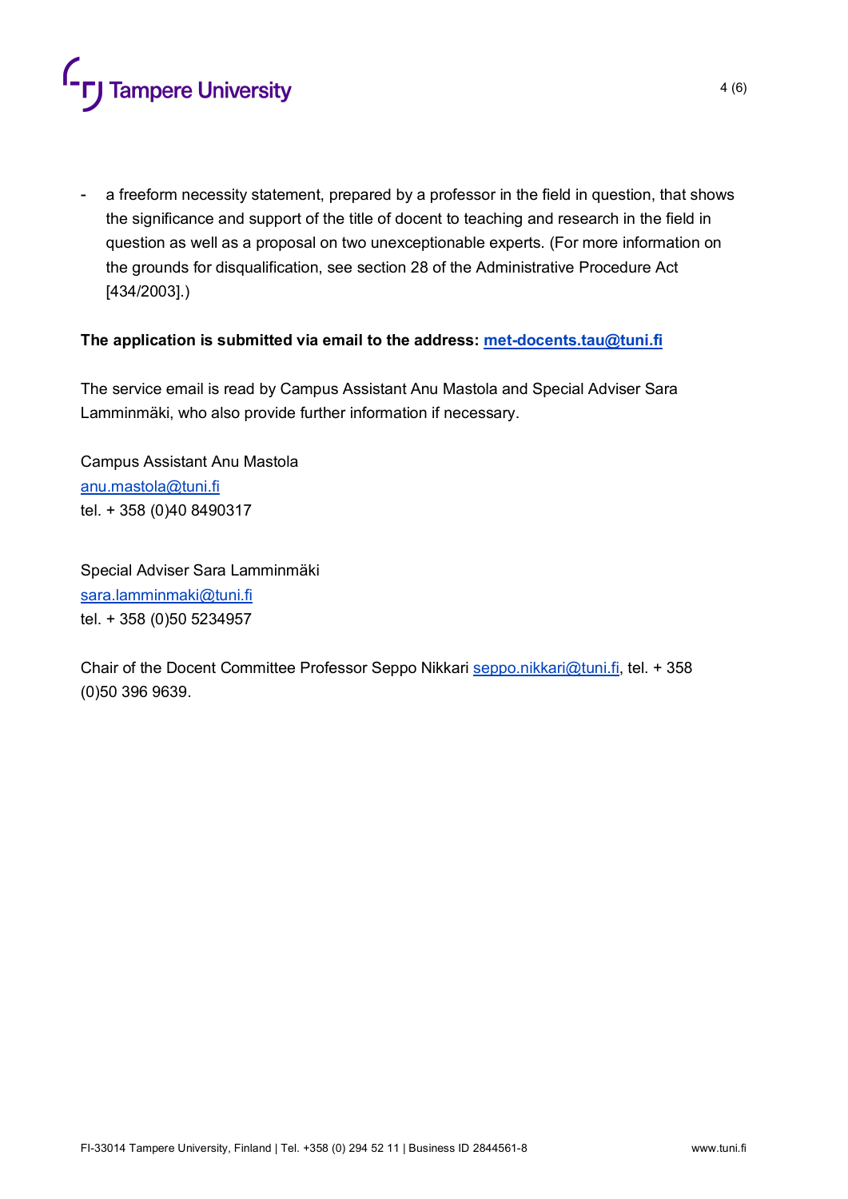- a freeform necessity statement, prepared by a professor in the field in question, that shows the significance and support of the title of docent to teaching and research in the field in question as well as a proposal on two unexceptionable experts. (For more information on the grounds for disqualification, see section 28 of the Administrative Procedure Act [434/2003].)

**The application is submitted via email to the address: met-docents.tau@tuni.fi**

The service email is read by Campus Assistant Anu Mastola and Special Adviser Sara Lamminmäki, who also provide further information if necessary.

Campus Assistant Anu Mastola
anu.mastola@tuni.fi
tel. + 358 (0)40 8490317

Special Adviser Sara Lamminmäki
sara.lamminmaki@tuni.fi
tel. + 358 (0)50 5234957

Chair of the Docent Committee Professor Seppo Nikkari seppo.nikkari@tuni.fi, tel. + 358 (0)50 396 9639.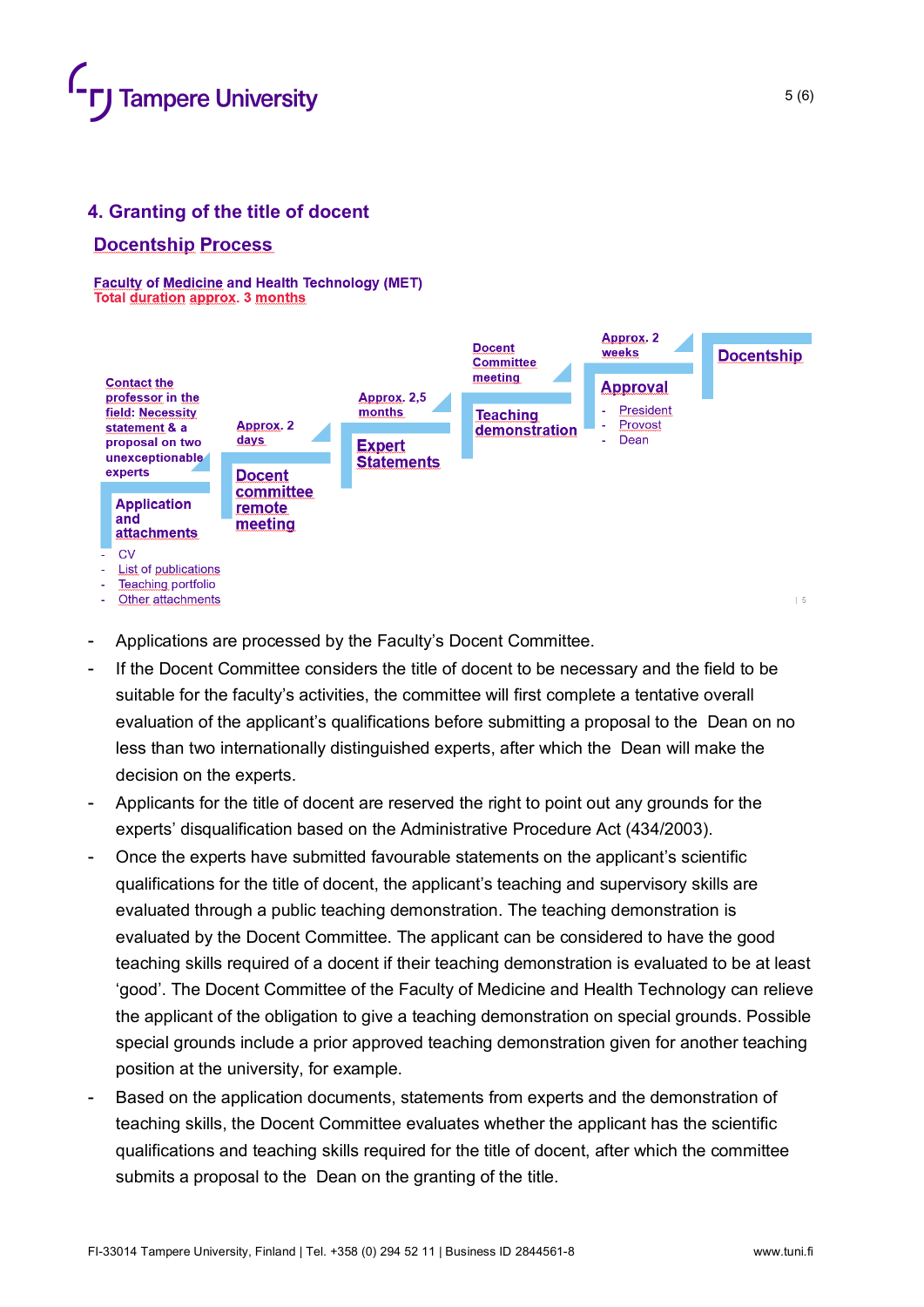## 4. Granting of the title of docent

### Docentship Process

**Faculty of Medicine and Health Technology (MET)**
**Total duration approx. 3 months**

**Contact the professor in the field: Necessity statement & a proposal on two unexceptionable experts**

**Application and attachments**
- CV
- List of publications
- Teaching portfolio
- Other attachments

**Approx. 2 days**

**Docent committee remote meeting**

**Approx. 2,5 months**

**Expert Statements**

**Docent Committee meeting**

**Teaching demonstration**

**Approx. 2 weeks**

**Approval**
- President
- Provost
- Dean

**Docentship**

- Applications are processed by the Faculty's Docent Committee.
- If the Docent Committee considers the title of docent to be necessary and the field to be suitable for the faculty's activities, the committee will first complete a tentative overall evaluation of the applicant's qualifications before submitting a proposal to the Dean on no less than two internationally distinguished experts, after which the Dean will make the decision on the experts.
- Applicants for the title of docent are reserved the right to point out any grounds for the experts' disqualification based on the Administrative Procedure Act (434/2003).
- Once the experts have submitted favourable statements on the applicant's scientific qualifications for the title of docent, the applicant's teaching and supervisory skills are evaluated through a public teaching demonstration. The teaching demonstration is evaluated by the Docent Committee. The applicant can be considered to have the good teaching skills required of a docent if their teaching demonstration is evaluated to be at least 'good'. The Docent Committee of the Faculty of Medicine and Health Technology can relieve the applicant of the obligation to give a teaching demonstration on special grounds. Possible special grounds include a prior approved teaching demonstration given for another teaching position at the university, for example.
- Based on the application documents, statements from experts and the demonstration of teaching skills, the Docent Committee evaluates whether the applicant has the scientific qualifications and teaching skills required for the title of docent, after which the committee submits a proposal to the Dean on the granting of the title.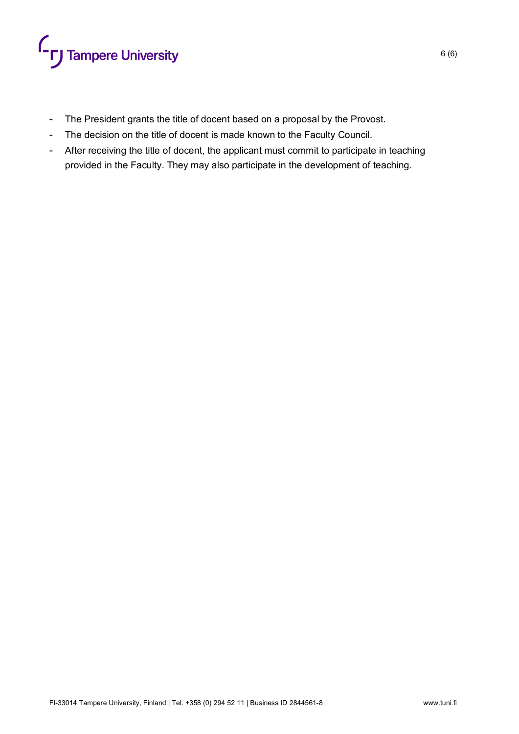- The President grants the title of docent based on a proposal by the Provost.
- The decision on the title of docent is made known to the Faculty Council.
- After receiving the title of docent, the applicant must commit to participate in teaching provided in the Faculty. They may also participate in the development of teaching.